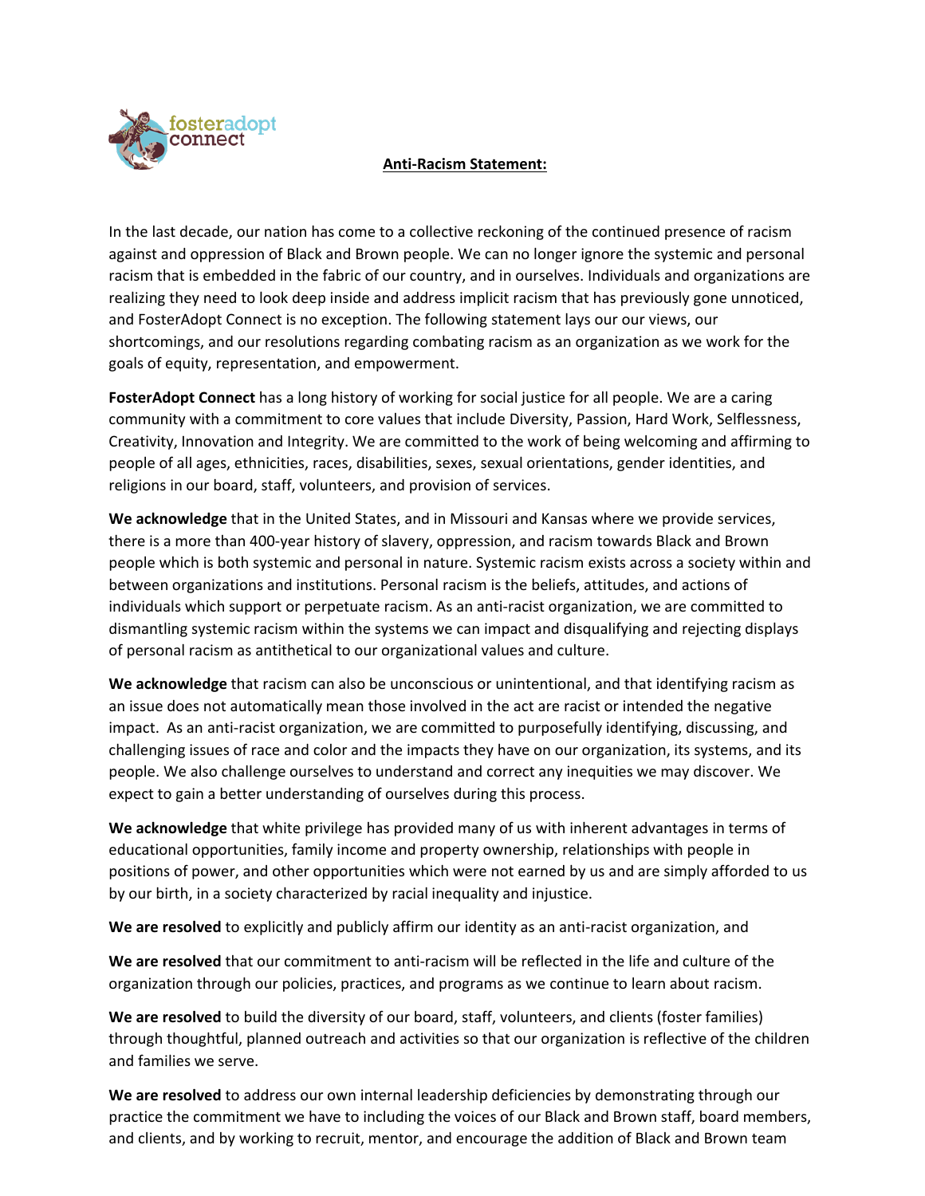**Anti-Racism Statement:**

In the last decade, our nation has come to a collective reckoning of the continued presence of racism against and oppression of Black and Brown people. We can no longer ignore the systemic and personal racism that is embedded in the fabric of our country, and in ourselves. Individuals and organizations are realizing they need to look deep inside and address implicit racism that has previously gone unnoticed, and FosterAdopt Connect is no exception. The following statement lays our our views, our shortcomings, and our resolutions regarding combating racism as an organization as we work for the goals of equity, representation, and empowerment.

**FosterAdopt Connect** has a long history of working for social justice for all people. We are a caring community with a commitment to core values that include Diversity, Passion, Hard Work, Selflessness, Creativity, Innovation and Integrity. We are committed to the work of being welcoming and affirming to people of all ages, ethnicities, races, disabilities, sexes, sexual orientations, gender identities, and religions in our board, staff, volunteers, and provision of services.

**We acknowledge** that in the United States, and in Missouri and Kansas where we provide services, there is a more than 400-year history of slavery, oppression, and racism towards Black and Brown people which is both systemic and personal in nature. Systemic racism exists across a society within and between organizations and institutions. Personal racism is the beliefs, attitudes, and actions of individuals which support or perpetuate racism. As an anti-racist organization, we are committed to dismantling systemic racism within the systems we can impact and disqualifying and rejecting displays of personal racism as antithetical to our organizational values and culture.

**We acknowledge** that racism can also be unconscious or unintentional, and that identifying racism as an issue does not automatically mean those involved in the act are racist or intended the negative impact. As an anti-racist organization, we are committed to purposefully identifying, discussing, and challenging issues of race and color and the impacts they have on our organization, its systems, and its people. We also challenge ourselves to understand and correct any inequities we may discover. We expect to gain a better understanding of ourselves during this process.

**We acknowledge** that white privilege has provided many of us with inherent advantages in terms of educational opportunities, family income and property ownership, relationships with people in positions of power, and other opportunities which were not earned by us and are simply afforded to us by our birth, in a society characterized by racial inequality and injustice.

**We are resolved** to explicitly and publicly affirm our identity as an anti-racist organization, and

**We are resolved** that our commitment to anti-racism will be reflected in the life and culture of the organization through our policies, practices, and programs as we continue to learn about racism.

**We are resolved** to build the diversity of our board, staff, volunteers, and clients (foster families) through thoughtful, planned outreach and activities so that our organization is reflective of the children and families we serve.

**We are resolved** to address our own internal leadership deficiencies by demonstrating through our practice the commitment we have to including the voices of our Black and Brown staff, board members, and clients, and by working to recruit, mentor, and encourage the addition of Black and Brown team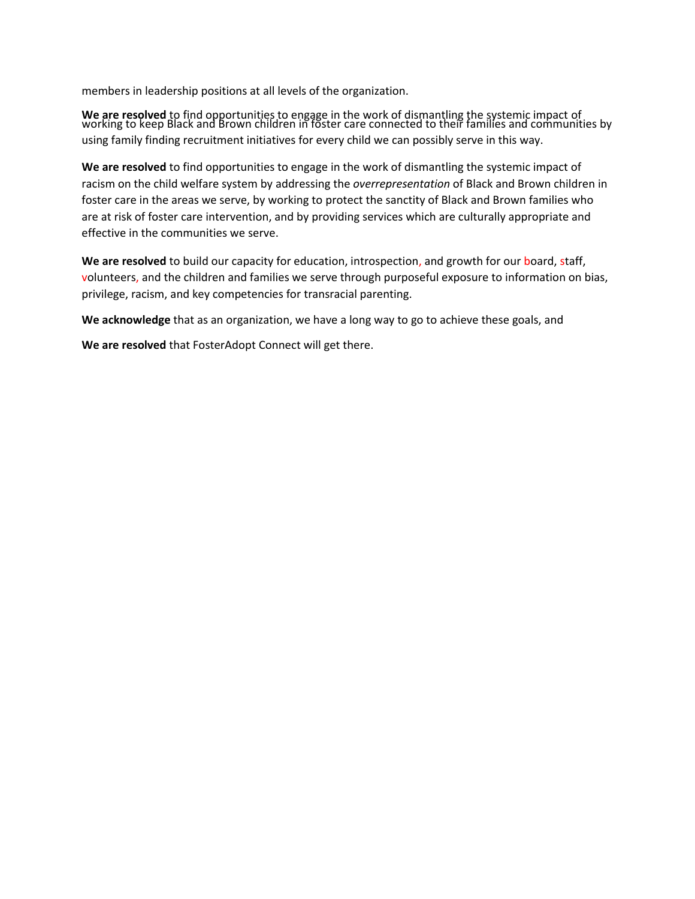members in leadership positions at all levels of the organization.

**We are resolved** to find opportunities to engage in the work of dismantling the systemic impact of working to keep Black and Brown children in foster care connected to their families and communities by using family finding recruitment initiatives for every child we can possibly serve in this way.

**We are resolved** to find opportunities to engage in the work of dismantling the systemic impact of racism on the child welfare system by addressing the *overrepresentation* of Black and Brown children in foster care in the areas we serve, by working to protect the sanctity of Black and Brown families who are at risk of foster care intervention, and by providing services which are culturally appropriate and effective in the communities we serve.

**We are resolved** to build our capacity for education, introspection, and growth for our board, staff, volunteers, and the children and families we serve through purposeful exposure to information on bias, privilege, racism, and key competencies for transracial parenting.

**We acknowledge** that as an organization, we have a long way to go to achieve these goals, and

**We are resolved** that FosterAdopt Connect will get there.